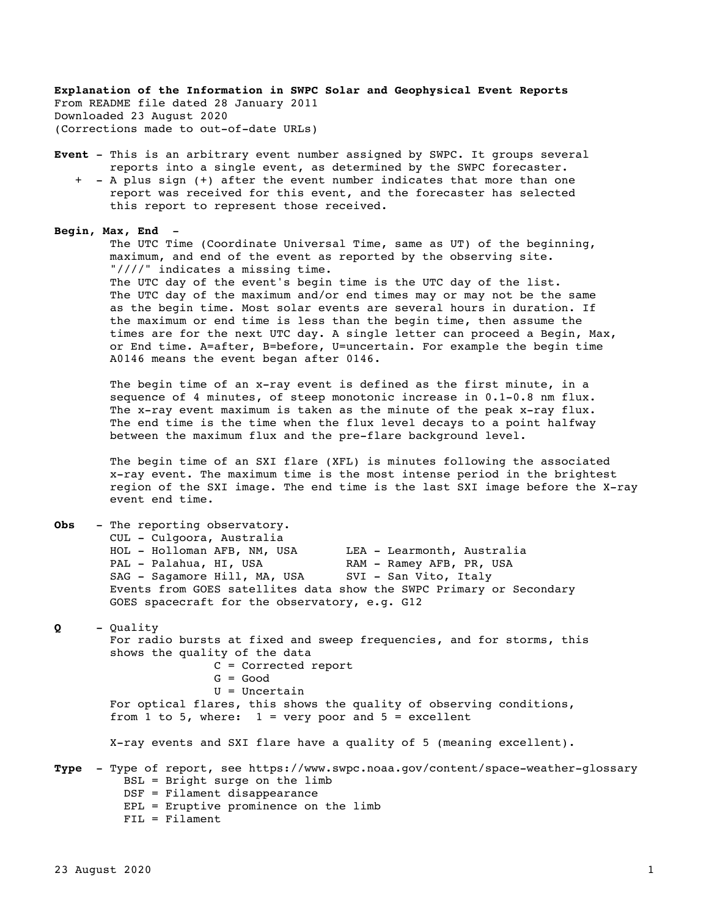**Explanation of the Information in SWPC Solar and Geophysical Event Reports**
From README file dated 28 January 2011
Downloaded 23 August 2020
(Corrections made to out-of-date URLs)

**Event** - This is an arbitrary event number assigned by SWPC. It groups several reports into a single event, as determined by the SWPC forecaster.

+ - A plus sign (+) after the event number indicates that more than one report was received for this event, and the forecaster has selected this report to represent those received.

**Begin, Max, End** -

The UTC Time (Coordinate Universal Time, same as UT) of the beginning, maximum, and end of the event as reported by the observing site. "////" indicates a missing time.
The UTC day of the event's begin time is the UTC day of the list. The UTC day of the maximum and/or end times may or may not be the same as the begin time. Most solar events are several hours in duration. If the maximum or end time is less than the begin time, then assume the times are for the next UTC day. A single letter can proceed a Begin, Max, or End time. A=after, B=before, U=uncertain. For example the begin time A0146 means the event began after 0146.

The begin time of an x-ray event is defined as the first minute, in a sequence of 4 minutes, of steep monotonic increase in 0.1-0.8 nm flux. The x-ray event maximum is taken as the minute of the peak x-ray flux. The end time is the time when the flux level decays to a point halfway between the maximum flux and the pre-flare background level.

The begin time of an SXI flare (XFL) is minutes following the associated x-ray event. The maximum time is the most intense period in the brightest region of the SXI image. The end time is the last SXI image before the X-ray event end time.

**Obs** - The reporting observatory.

- CUL - Culgoora, Australia
- HOL - Holloman AFB, NM, USA
- LEA - Learmonth, Australia
- PAL - Palahua, HI, USA
- RAM - Ramey AFB, PR, USA
- SAG - Sagamore Hill, MA, USA
- SVI - San Vito, Italy

Events from GOES satellites data show the SWPC Primary or Secondary GOES spacecraft for the observatory, e.g. G12

**Q** - Quality

For radio bursts at fixed and sweep frequencies, and for storms, this shows the quality of the data

- C = Corrected report
- G = Good
- U = Uncertain

For optical flares, this shows the quality of observing conditions, from 1 to 5, where: 1 = very poor and 5 = excellent

X-ray events and SXI flare have a quality of 5 (meaning excellent).

**Type** - Type of report, see https://www.swpc.noaa.gov/content/space-weather-glossary

- BSL = Bright surge on the limb
- DSF = Filament disappearance
- EPL = Eruptive prominence on the limb
- FIL = Filament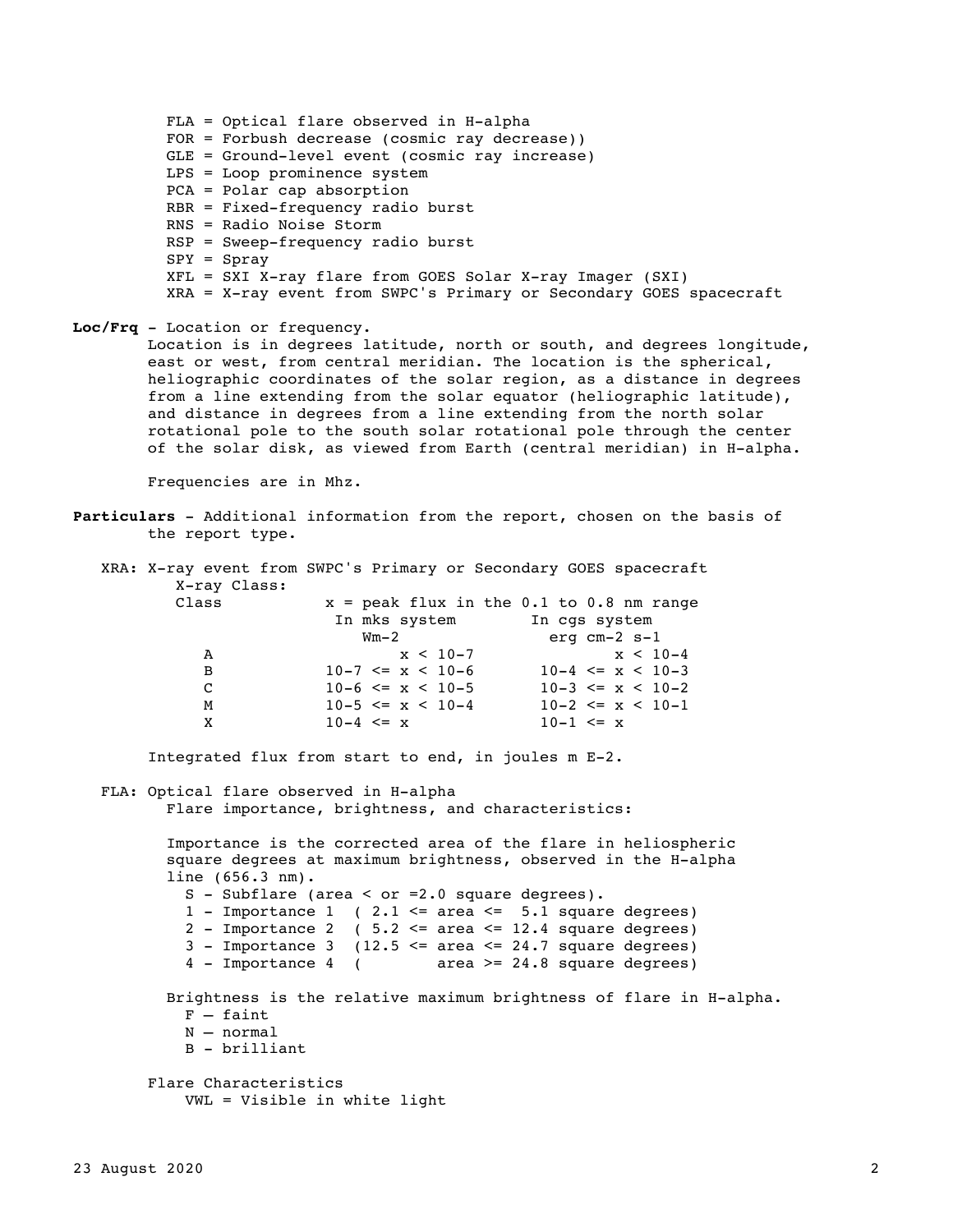FLA = Optical flare observed in H-alpha
FOR = Forbush decrease (cosmic ray decrease))
GLE = Ground-level event (cosmic ray increase)
LPS = Loop prominence system
PCA = Polar cap absorption
RBR = Fixed-frequency radio burst
RNS = Radio Noise Storm
RSP = Sweep-frequency radio burst
SPY = Spray
XFL = SXI X-ray flare from GOES Solar X-ray Imager (SXI)
XRA = X-ray event from SWPC's Primary or Secondary GOES spacecraft

**Loc/Frq** - Location or frequency.
Location is in degrees latitude, north or south, and degrees longitude, east or west, from central meridian. The location is the spherical, heliographic coordinates of the solar region, as a distance in degrees from a line extending from the solar equator (heliographic latitude), and distance in degrees from a line extending from the north solar rotational pole to the south solar rotational pole through the center of the solar disk, as viewed from Earth (central meridian) in H-alpha.

Frequencies are in Mhz.

**Particulars** - Additional information from the report, chosen on the basis of the report type.

XRA: X-ray event from SWPC's Primary or Secondary GOES spacecraft
X-ray Class:

| Class | x = peak flux in the 0.1 to 0.8 nm range In mks system Wm-2 | In cgs system erg cm-2 s-1 |
|---|---|---|
| A | x < 10-7 | x < 10-4 |
| B | 10-7 <= x < 10-6 | 10-4 <= x < 10-3 |
| C | 10-6 <= x < 10-5 | 10-3 <= x < 10-2 |
| M | 10-5 <= x < 10-4 | 10-2 <= x < 10-1 |
| X | 10-4 <= x | 10-1 <= x |

Integrated flux from start to end, in joules m E-2.

FLA: Optical flare observed in H-alpha
Flare importance, brightness, and characteristics:

Importance is the corrected area of the flare in heliospheric square degrees at maximum brightness, observed in the H-alpha line (656.3 nm).

- S - Subflare (area < or =2.0 square degrees).
- 1 - Importance 1 ( 2.1 <= area <= 5.1 square degrees)
- 2 - Importance 2 ( 5.2 <= area <= 12.4 square degrees)
- 3 - Importance 3 (12.5 <= area <= 24.7 square degrees)
- 4 - Importance 4 ( area >= 24.8 square degrees)

Brightness is the relative maximum brightness of flare in H-alpha.

- F – faint
- N – normal
- B - brilliant

Flare Characteristics
VWL = Visible in white light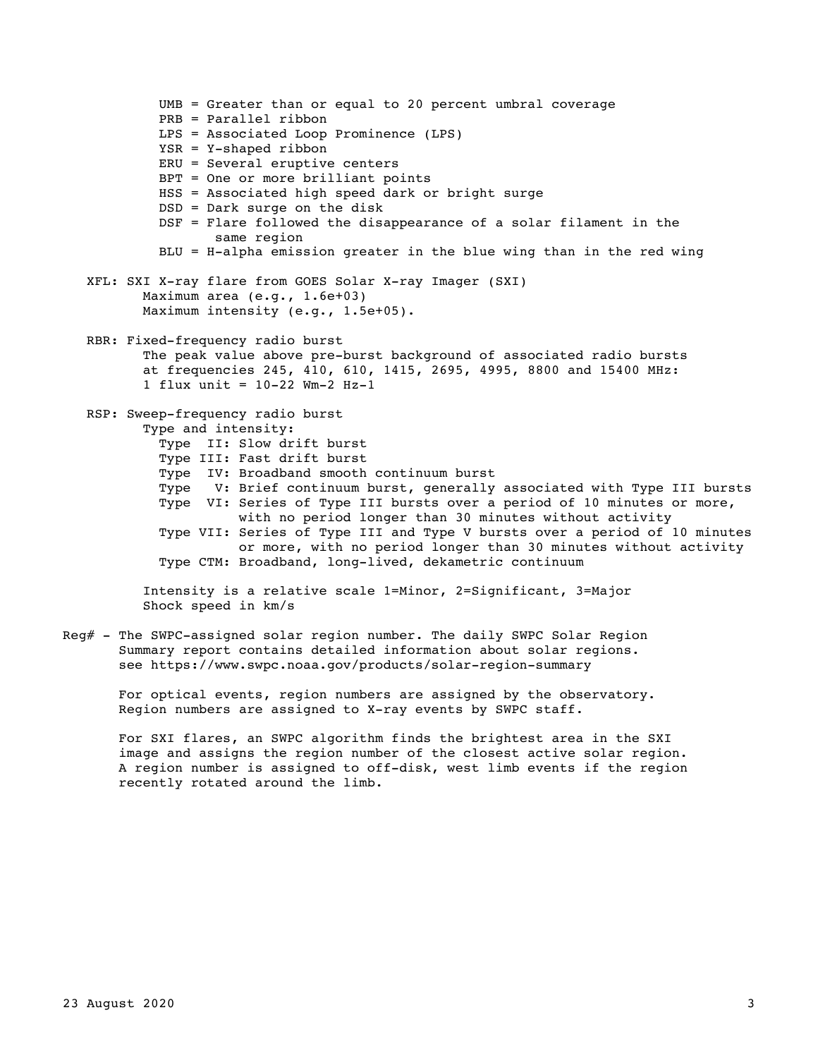UMB = Greater than or equal to 20 percent umbral coverage
PRB = Parallel ribbon
LPS = Associated Loop Prominence (LPS)
YSR = Y-shaped ribbon
ERU = Several eruptive centers
BPT = One or more brilliant points
HSS = Associated high speed dark or bright surge
DSD = Dark surge on the disk
DSF = Flare followed the disappearance of a solar filament in the same region
BLU = H-alpha emission greater in the blue wing than in the red wing

XFL: SXI X-ray flare from GOES Solar X-ray Imager (SXI)
Maximum area (e.g., 1.6e+03)
Maximum intensity (e.g., 1.5e+05).

RBR: Fixed-frequency radio burst
The peak value above pre-burst background of associated radio bursts at frequencies 245, 410, 610, 1415, 2695, 4995, 8800 and 15400 MHz:
1 flux unit = 10-22 Wm-2 Hz-1

RSP: Sweep-frequency radio burst
Type and intensity:
Type II: Slow drift burst
Type III: Fast drift burst
Type IV: Broadband smooth continuum burst
Type V: Brief continuum burst, generally associated with Type III bursts
Type VI: Series of Type III bursts over a period of 10 minutes or more, with no period longer than 30 minutes without activity
Type VII: Series of Type III and Type V bursts over a period of 10 minutes or more, with no period longer than 30 minutes without activity
Type CTM: Broadband, long-lived, dekametric continuum

Intensity is a relative scale 1=Minor, 2=Significant, 3=Major
Shock speed in km/s

Reg# - The SWPC-assigned solar region number. The daily SWPC Solar Region Summary report contains detailed information about solar regions. see https://www.swpc.noaa.gov/products/solar-region-summary

For optical events, region numbers are assigned by the observatory. Region numbers are assigned to X-ray events by SWPC staff.

For SXI flares, an SWPC algorithm finds the brightest area in the SXI image and assigns the region number of the closest active solar region. A region number is assigned to off-disk, west limb events if the region recently rotated around the limb.